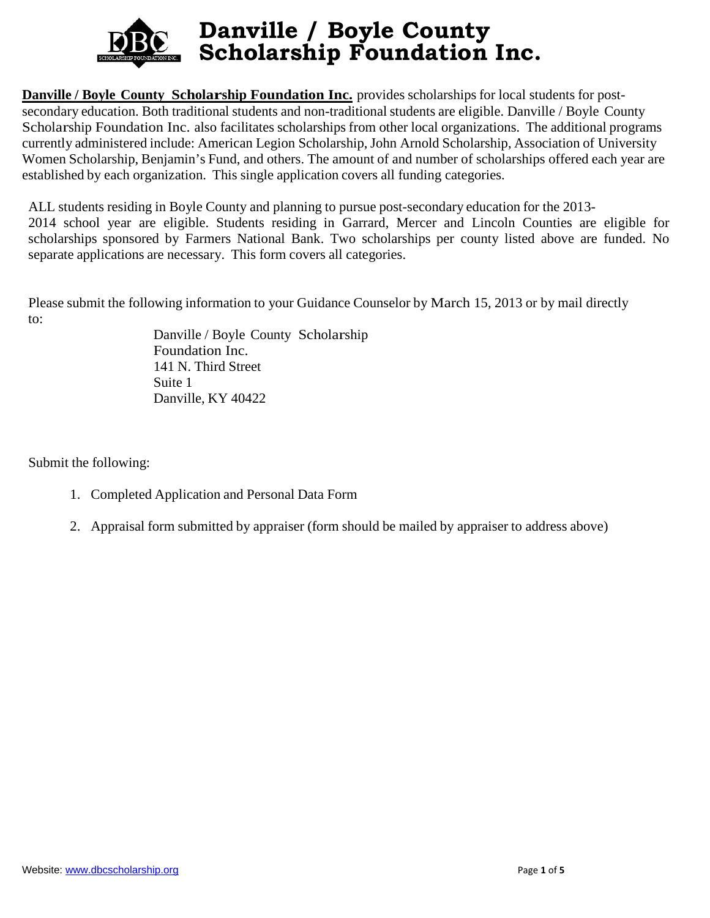# Danville / Boyle County Scholarship Foundation Inc.

**Danville / Boyle County Scholarship Foundation Inc.** provides scholarships for local students for post-secondary education. Both traditional students and non-traditional students are eligible. Danville / Boyle County Scholarship Foundation Inc. also facilitates scholarships from other local organizations. The additional programs currently administered include: American Legion Scholarship, John Arnold Scholarship, Association of University Women Scholarship, Benjamin's Fund, and others. The amount of and number of scholarships offered each year are established by each organization. This single application covers all funding categories.

ALL students residing in Boyle County and planning to pursue post-secondary education for the 2013-2014 school year are eligible. Students residing in Garrard, Mercer and Lincoln Counties are eligible for scholarships sponsored by Farmers National Bank. Two scholarships per county listed above are funded. No separate applications are necessary. This form covers all categories.

Please submit the following information to your Guidance Counselor by March 15, 2013 or by mail directly to:

Danville / Boyle County Scholarship  
Foundation Inc.  
141 N. Third Street  
Suite 1  
Danville, KY 40422

Submit the following:

1. Completed Application and Personal Data Form
2. Appraisal form submitted by appraiser (form should be mailed by appraiser to address above)

Website: www.dbcscholarship.org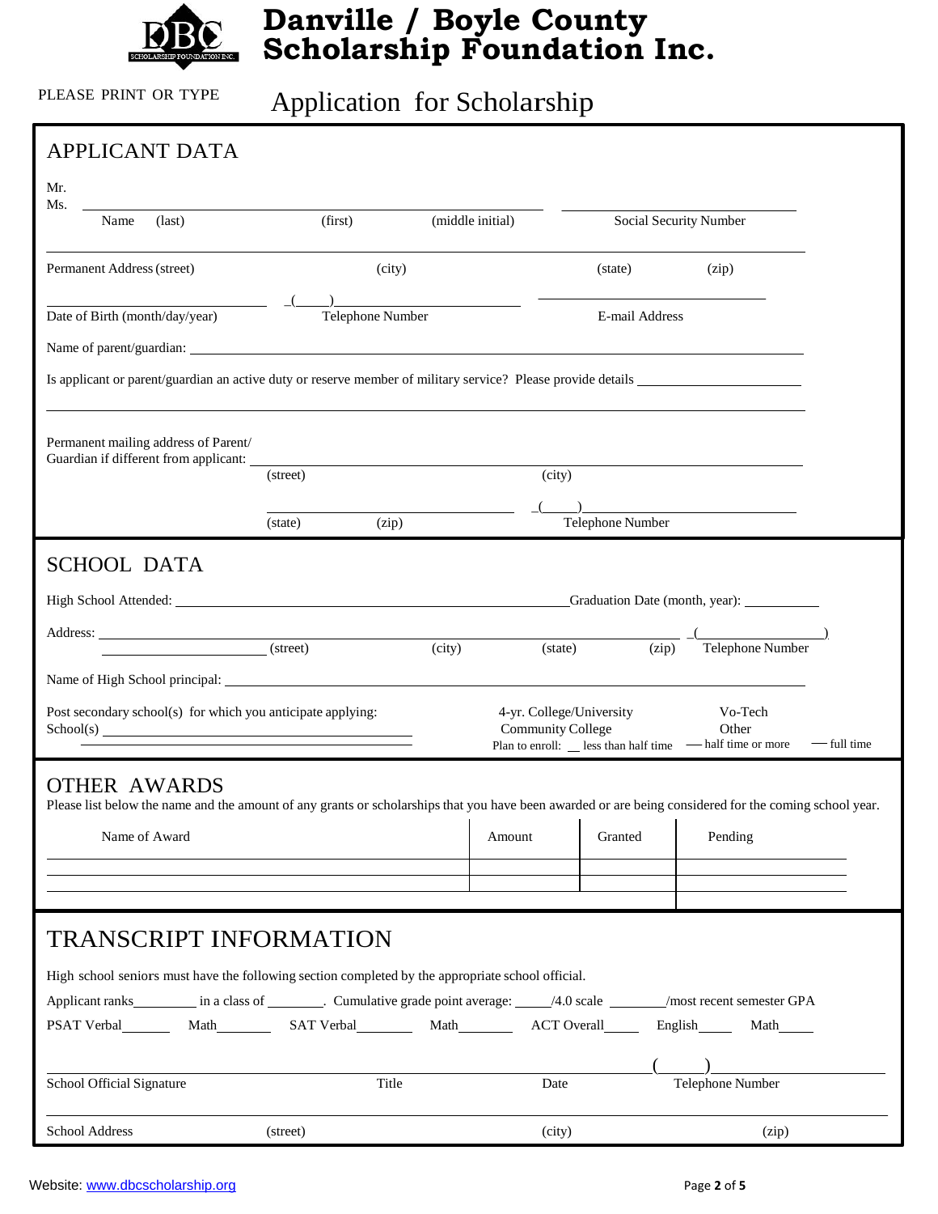# Danville / Boyle County Scholarship Foundation Inc.

PLEASE PRINT OR TYPE

## Application for Scholarship

## APPLICANT DATA

Mr.
Ms. \_\_\_\_\_\_\_\_\_\_\_\_\_\_\_\_\_\_\_\_\_\_\_\_\_\_\_\_\_\_\_\_\_\_\_\_\_\_\_\_\_\_\_\_ \_\_\_\_\_\_\_\_\_\_\_\_\_\_\_\_\_\_\_\_\_\_\_\_\_\_

Name (last) (first) (middle initial) Social Security Number

\_\_\_\_\_\_\_\_\_\_\_\_\_\_\_\_\_\_\_\_\_\_\_\_\_\_\_\_\_\_\_\_\_\_\_\_\_\_\_\_\_\_\_\_\_\_\_\_\_\_\_\_\_\_\_\_\_\_\_\_\_\_\_\_\_\_\_\_\_\_

Permanent Address (street) (city) (state) (zip)

\_\_\_\_\_\_\_\_\_\_\_\_\_\_\_\_\_\_\_\_ (\_\_\_\_)\_\_\_\_\_\_\_\_\_\_\_\_\_\_\_\_\_\_ \_\_\_\_\_\_\_\_\_\_\_\_\_\_\_\_\_\_\_\_\_\_\_\_\_

Date of Birth (month/day/year) Telephone Number E-mail Address

Name of parent/guardian: \_\_\_\_\_\_\_\_\_\_\_\_\_\_\_\_\_\_\_\_\_\_\_\_\_\_\_\_\_\_\_\_\_\_\_\_\_\_\_\_\_\_\_\_\_\_\_\_\_\_\_\_\_\_\_\_\_\_\_\_\_\_\_\_\_\_\_\_

Is applicant or parent/guardian an active duty or reserve member of military service? Please provide details \_\_\_\_\_\_\_\_\_\_\_\_\_\_\_\_\_\_\_\_\_\_\_\_

\_\_\_\_\_\_\_\_\_\_\_\_\_\_\_\_\_\_\_\_\_\_\_\_\_\_\_\_\_\_\_\_\_\_\_\_\_\_\_\_\_\_\_\_\_\_\_\_\_\_\_\_\_\_\_\_\_\_\_\_\_\_\_\_\_\_\_\_\_\_

Permanent mailing address of Parent/
Guardian if different from applicant: \_\_\_\_\_\_\_\_\_\_\_\_\_\_\_\_\_\_\_\_\_\_\_\_\_\_\_\_\_\_\_\_\_\_\_\_\_\_\_\_\_\_\_\_\_\_\_\_\_\_\_\_\_\_\_\_

(street) (city)

\_\_\_\_\_\_\_\_\_\_\_\_\_\_\_\_\_\_\_\_\_\_\_\_\_\_\_\_\_\_ (\_\_\_\_)\_\_\_\_\_\_\_\_\_\_\_\_\_\_\_\_\_\_\_\_\_\_\_\_\_\_

(state) (zip) Telephone Number

## SCHOOL DATA

High School Attended: \_\_\_\_\_\_\_\_\_\_\_\_\_\_\_\_\_\_\_\_\_\_\_\_\_\_\_\_\_\_\_\_\_\_\_\_\_\_\_\_\_\_\_\_\_\_\_\_\_\_ Graduation Date (month, year): \_\_\_\_\_\_\_\_\_\_\_\_

Address: \_\_\_\_\_\_\_\_\_\_\_\_\_\_\_\_\_\_\_\_\_\_\_\_\_\_\_\_\_\_\_\_\_\_\_\_\_\_\_\_\_\_\_\_\_\_\_\_\_\_\_\_\_\_\_\_\_\_\_\_\_\_\_\_\_\_\_\_\_\_ (\_\_\_\_\_\_\_\_\_\_\_\_\_\_\_\_)

(street) (city) (state) (zip) Telephone Number

Name of High School principal: \_\_\_\_\_\_\_\_\_\_\_\_\_\_\_\_\_\_\_\_\_\_\_\_\_\_\_\_\_\_\_\_\_\_\_\_\_\_\_\_\_\_\_\_\_\_\_\_\_\_\_\_\_\_\_\_\_\_\_\_\_\_\_\_\_

Post secondary school(s) for which you anticipate applying:
School(s) \_\_\_\_\_\_\_\_\_\_\_\_\_\_\_\_\_\_\_\_\_\_\_\_\_\_\_\_\_\_\_\_\_\_\_\_\_\_\_\_\_\_\_\_
\_\_\_\_\_\_\_\_\_\_\_\_\_\_\_\_\_\_\_\_\_\_\_\_\_\_\_\_\_\_\_\_\_\_\_\_\_\_\_\_\_\_\_\_\_\_\_\_\_\_\_\_\_\_

4-yr. College/University Vo-Tech
Community College Other

Plan to enroll: \_\_ less than half time \_\_ half time or more \_\_ full time

## OTHER AWARDS

Please list below the name and the amount of any grants or scholarships that you have been awarded or are being considered for the coming school year.

| Name of Award | Amount | Granted | Pending |
|---|---|---|---|
| | | | |
| | | | |
| | | | |

## TRANSCRIPT INFORMATION

High school seniors must have the following section completed by the appropriate school official.

Applicant ranks\_\_\_\_\_\_\_\_\_ in a class of \_\_\_\_\_\_\_\_. Cumulative grade point average: \_\_\_\_\_/4.0 scale \_\_\_\_\_\_\_\_/most recent semester GPA

PSAT Verbal\_\_\_\_\_\_\_ Math\_\_\_\_\_\_\_ SAT Verbal\_\_\_\_\_\_\_\_ Math\_\_\_\_\_\_\_\_ ACT Overall\_\_\_\_\_ English\_\_\_\_\_ Math\_\_\_\_\_

\_\_\_\_\_\_\_\_\_\_\_\_\_\_\_\_\_\_\_\_\_\_\_\_\_\_\_\_\_\_\_\_\_\_\_\_\_\_\_\_\_\_\_\_\_\_\_\_\_\_\_\_\_\_\_\_\_\_ (\_\_\_\_\_)\_\_\_\_\_\_\_\_\_\_\_\_\_\_\_\_

School Official Signature Title Date Telephone Number

\_\_\_\_\_\_\_\_\_\_\_\_\_\_\_\_\_\_\_\_\_\_\_\_\_\_\_\_\_\_\_\_\_\_\_\_\_\_\_\_\_\_\_\_\_\_\_\_\_\_\_\_\_\_\_\_\_\_\_\_\_\_\_\_\_\_\_\_\_\_\_\_\_\_

School Address (street) (city) (zip)

Website: www.dbcscholarship.org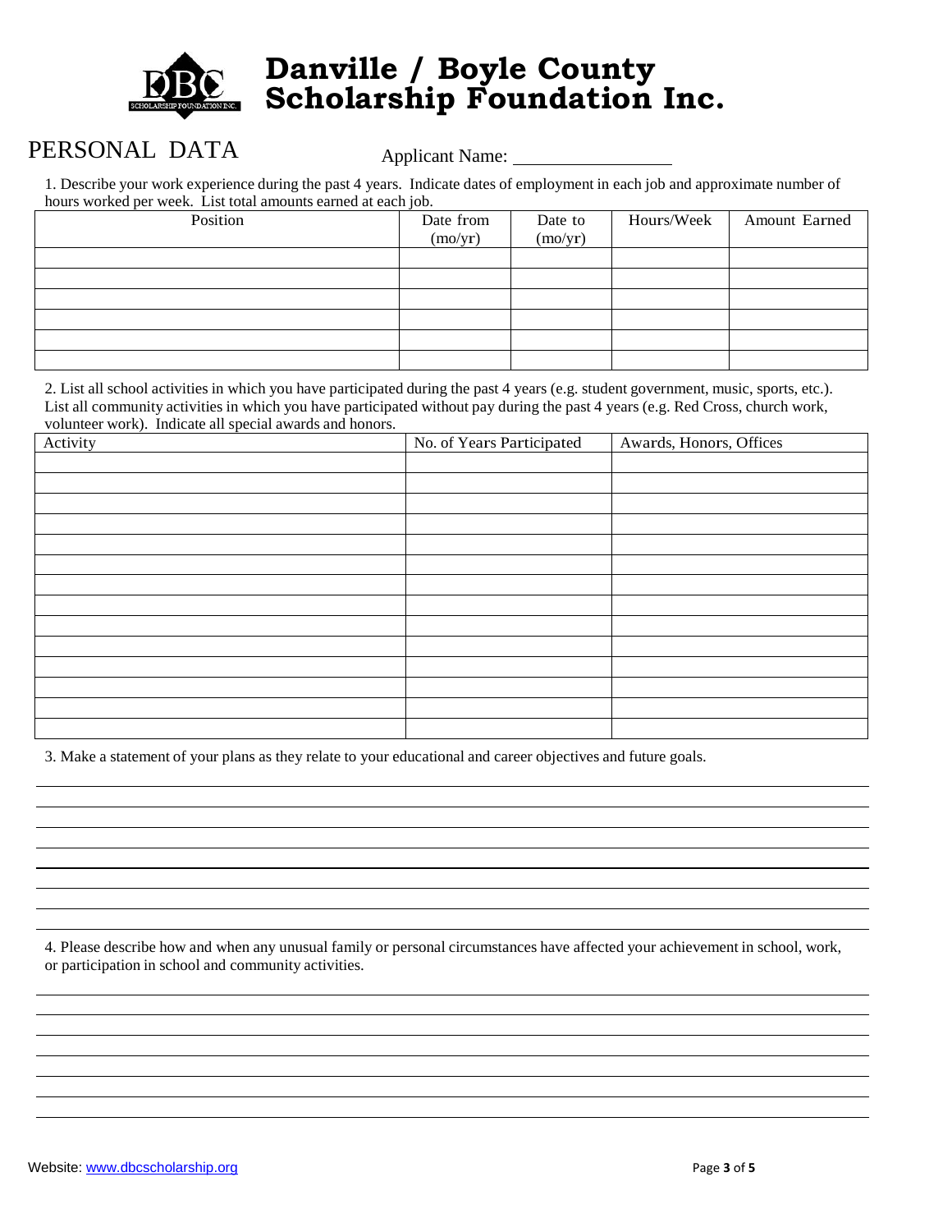# Danville / Boyle County Scholarship Foundation Inc.

## PERSONAL DATA

Applicant Name: ________________

1. Describe your work experience during the past 4 years. Indicate dates of employment in each job and approximate number of hours worked per week. List total amounts earned at each job.

| Position | Date from (mo/yr) | Date to (mo/yr) | Hours/Week | Amount Earned |
|---|---|---|---|---|
| | | | | |
| | | | | |
| | | | | |
| | | | | |
| | | | | |
| | | | | |

2. List all school activities in which you have participated during the past 4 years (e.g. student government, music, sports, etc.). List all community activities in which you have participated without pay during the past 4 years (e.g. Red Cross, church work, volunteer work). Indicate all special awards and honors.

| Activity | No. of Years Participated | Awards, Honors, Offices |
|---|---|---|
| | | |
| | | |
| | | |
| | | |
| | | |
| | | |
| | | |
| | | |
| | | |
| | | |
| | | |
| | | |
| | | |
| | | |

3. Make a statement of your plans as they relate to your educational and career objectives and future goals.

________________________________________________________________________________

________________________________________________________________________________

________________________________________________________________________________

________________________________________________________________________________

________________________________________________________________________________

________________________________________________________________________________

________________________________________________________________________________

________________________________________________________________________________

4. Please describe how and when any unusual family or personal circumstances have affected your achievement in school, work, or participation in school and community activities.

________________________________________________________________________________

________________________________________________________________________________

________________________________________________________________________________

________________________________________________________________________________

________________________________________________________________________________

________________________________________________________________________________

________________________________________________________________________________

Website: www.dbcscholarship.org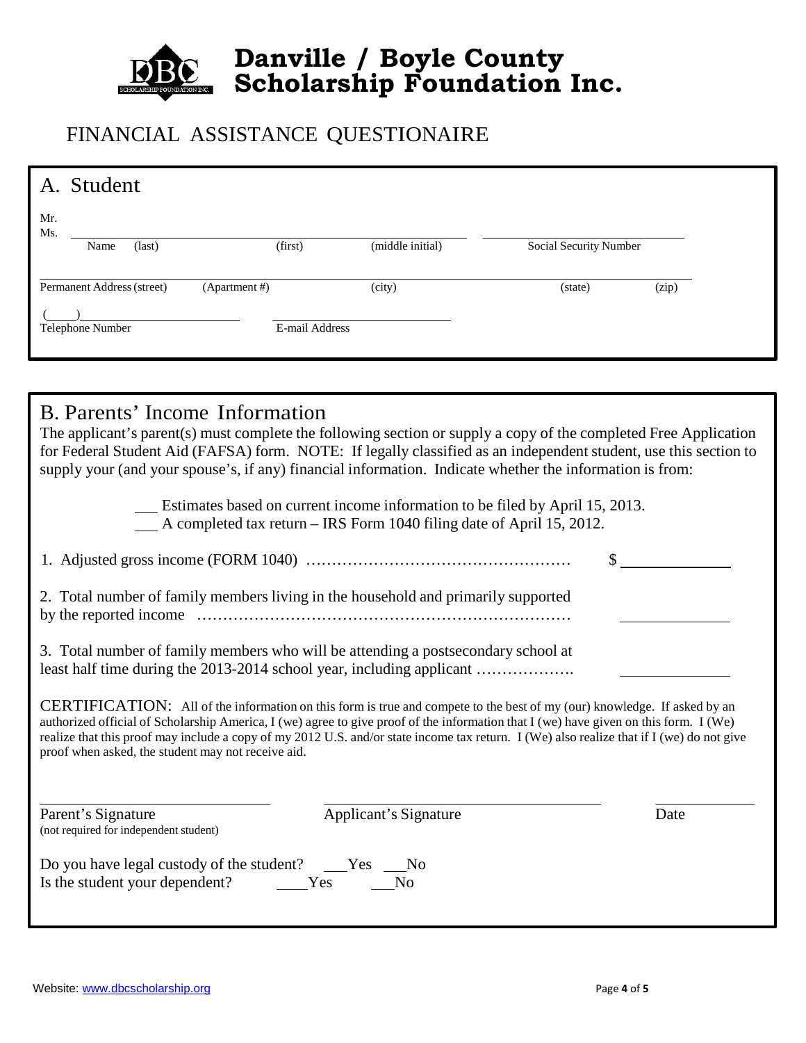# Danville / Boyle County Scholarship Foundation Inc.

## FINANCIAL ASSISTANCE QUESTIONAIRE

### A. Student

Mr.
Ms.

Name (last) (first) (middle initial) Social Security Number

Permanent Address (street) (Apartment #) (city) (state) (zip)

( ) 
Telephone Number E-mail Address

### B. Parents' Income Information

The applicant's parent(s) must complete the following section or supply a copy of the completed Free Application for Federal Student Aid (FAFSA) form. NOTE: If legally classified as an independent student, use this section to supply your (and your spouse's, if any) financial information. Indicate whether the information is from:

___ Estimates based on current income information to be filed by April 15, 2013.
___ A completed tax return – IRS Form 1040 filing date of April 15, 2012.

1. Adjusted gross income (FORM 1040) …………………………………………… $ ____________

2. Total number of family members living in the household and primarily supported by the reported income ……………………………………………………………… ____________

3. Total number of family members who will be attending a postsecondary school at least half time during the 2013-2014 school year, including applicant ………………. ____________

CERTIFICATION: All of the information on this form is true and compete to the best of my (our) knowledge. If asked by an authorized official of Scholarship America, I (we) agree to give proof of the information that I (we) have given on this form. I (We) realize that this proof may include a copy of my 2012 U.S. and/or state income tax return. I (We) also realize that if I (we) do not give proof when asked, the student may not receive aid.

Parent's Signature (not required for independent student) Applicant's Signature Date

Do you have legal custody of the student? ___Yes ___No
Is the student your dependent? ___Yes ___No

Website: www.dbcscholarship.org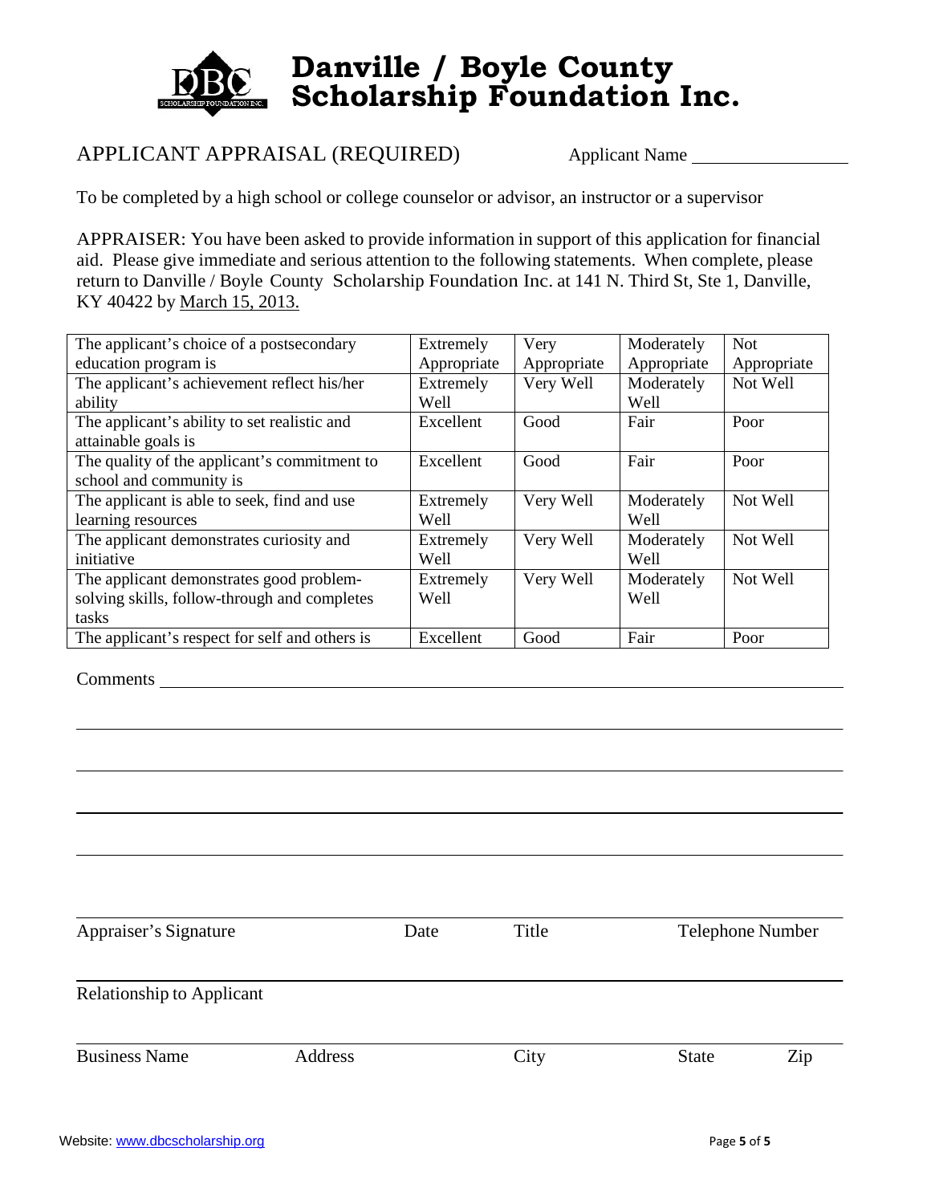# Danville / Boyle County Scholarship Foundation Inc.

## APPLICANT APPRAISAL (REQUIRED)

Applicant Name ____________________

To be completed by a high school or college counselor or advisor, an instructor or a supervisor

APPRAISER: You have been asked to provide information in support of this application for financial aid. Please give immediate and serious attention to the following statements. When complete, please return to Danville / Boyle County Scholarship Foundation Inc. at 141 N. Third St, Ste 1, Danville, KY 40422 by March 15, 2013.

| | | | | |
|---|---|---|---|---|
| The applicant's choice of a postsecondary education program is | Extremely Appropriate | Very Appropriate | Moderately Appropriate | Not Appropriate |
| The applicant's achievement reflect his/her ability | Extremely Well | Very Well | Moderately Well | Not Well |
| The applicant's ability to set realistic and attainable goals is | Excellent | Good | Fair | Poor |
| The quality of the applicant's commitment to school and community is | Excellent | Good | Fair | Poor |
| The applicant is able to seek, find and use learning resources | Extremely Well | Very Well | Moderately Well | Not Well |
| The applicant demonstrates curiosity and initiative | Extremely Well | Very Well | Moderately Well | Not Well |
| The applicant demonstrates good problem-solving skills, follow-through and completes tasks | Extremely Well | Very Well | Moderately Well | Not Well |
| The applicant's respect for self and others is | Excellent | Good | Fair | Poor |

Comments ____________________________________________________________

______________________________________________________________________

______________________________________________________________________

______________________________________________________________________

______________________________________________________________________

______________________________________________________________________

Appraiser's Signature &nbsp;&nbsp;&nbsp;&nbsp; Date &nbsp;&nbsp;&nbsp;&nbsp; Title &nbsp;&nbsp;&nbsp;&nbsp; Telephone Number

______________________________________________________________________

Relationship to Applicant

______________________________________________________________________

Business Name &nbsp;&nbsp;&nbsp;&nbsp; Address &nbsp;&nbsp;&nbsp;&nbsp; City &nbsp;&nbsp;&nbsp;&nbsp; State &nbsp;&nbsp;&nbsp;&nbsp; Zip

Website: www.dbcscholarship.org